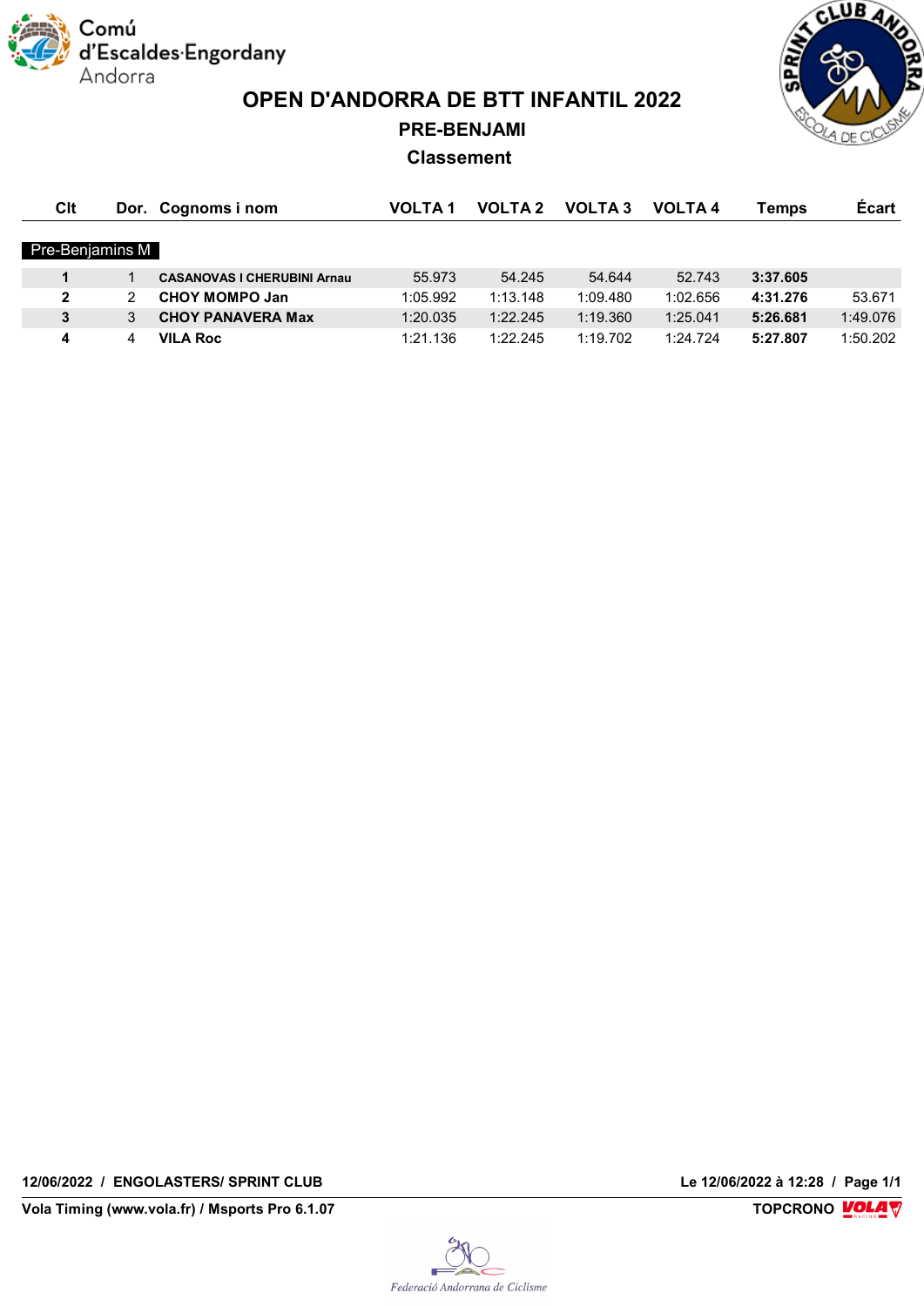Comú d'Escaldes·Engordany Andorra

# OPEN D'ANDORRA DE BTT INFANTIL 2022

## PRE-BENJAMI

### Classement

| Clt | Dor. | Cognoms i nom | VOLTA 1 | VOLTA 2 | VOLTA 3 | VOLTA 4 | Temps | Écart |
|---|---|---|---|---|---|---|---|---|
| **Pre-Benjamins M** | | | | | | | | |
| **1** | 1 | **CASANOVAS I CHERUBINI Arnau** | 55.973 | 54.245 | 54.644 | 52.743 | **3:37.605** | |
| **2** | 2 | **CHOY MOMPO Jan** | 1:05.992 | 1:13.148 | 1:09.480 | 1:02.656 | **4:31.276** | 53.671 |
| **3** | 3 | **CHOY PANAVERA Max** | 1:20.035 | 1:22.245 | 1:19.360 | 1:25.041 | **5:26.681** | 1:49.076 |
| **4** | 4 | **VILA Roc** | 1:21.136 | 1:22.245 | 1:19.702 | 1:24.724 | **5:27.807** | 1:50.202 |

**12/06/2022 / ENGOLASTERS/ SPRINT CLUB** — **Le 12/06/2022 à 12:28 / Page 1/1**

**Vola Timing (www.vola.fr) / Msports Pro 6.1.07** — **TOPCRONO**

*Federació Andorrana de Ciclisme*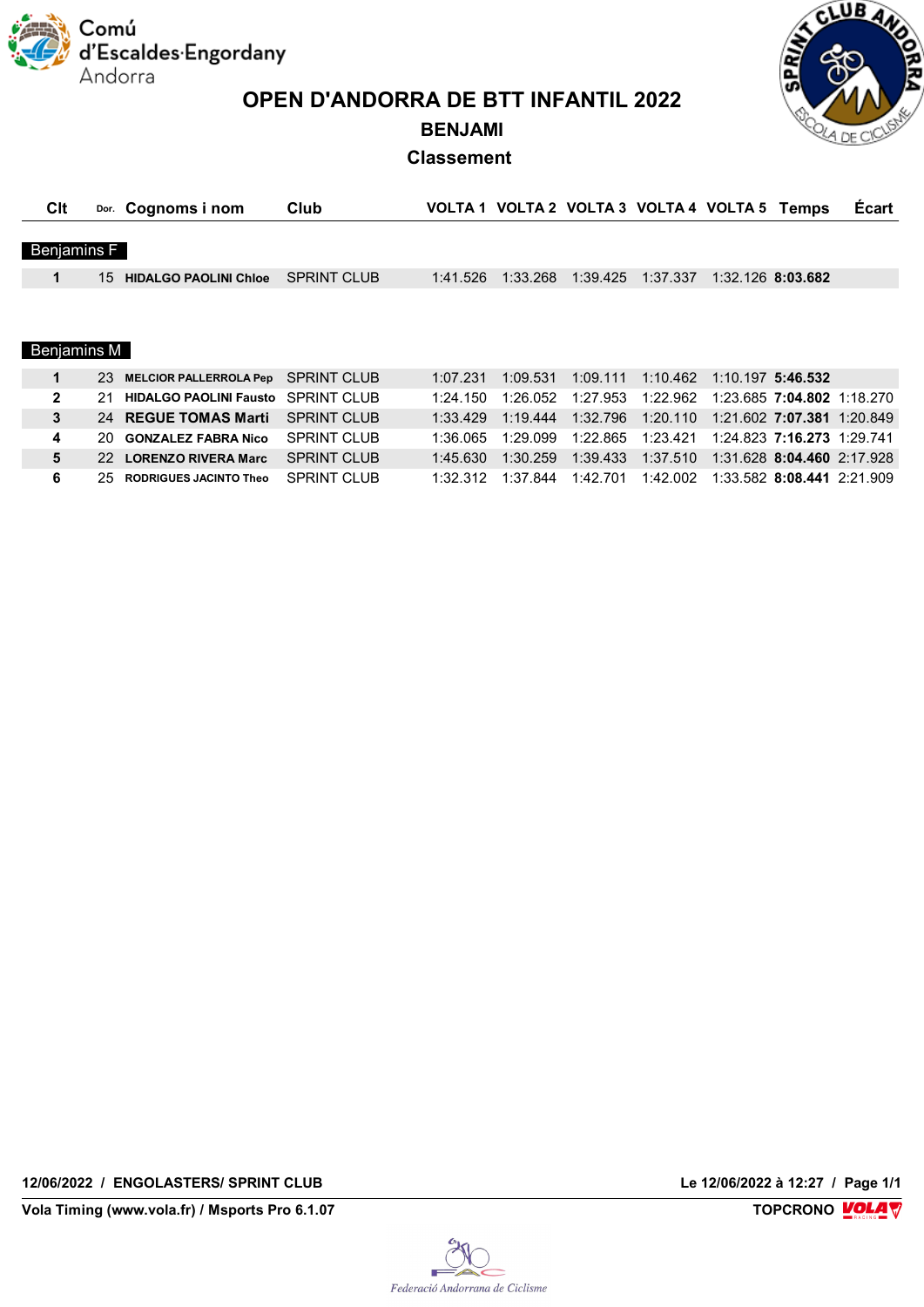Comú d'Escaldes-Engordany Andorra

# OPEN D'ANDORRA DE BTT INFANTIL 2022

## BENJAMI

### Classement

| Clt | Dor. | Cognoms i nom | Club | VOLTA 1 | VOLTA 2 | VOLTA 3 | VOLTA 4 | VOLTA 5 | Temps | Écart |
|---|---|---|---|---|---|---|---|---|---|---|
| **Benjamins F** | | | | | | | | | | |
| **1** | 15 | **HIDALGO PAOLINI Chloe** | SPRINT CLUB | 1:41.526 | 1:33.268 | 1:39.425 | 1:37.337 | 1:32.126 | **8:03.682** | |
| **Benjamins M** | | | | | | | | | | |
| **1** | 23 | **MELCIOR PALLEROLA Pep** | SPRINT CLUB | 1:07.231 | 1:09.531 | 1:09.111 | 1:10.462 | 1:10.197 | **5:46.532** | |
| **2** | 21 | **HIDALGO PAOLINI Fausto** | SPRINT CLUB | 1:24.150 | 1:26.052 | 1:27.953 | 1:22.962 | 1:23.685 | **7:04.802** | 1:18.270 |
| **3** | 24 | **REGUE TOMAS Marti** | SPRINT CLUB | 1:33.429 | 1:19.444 | 1:32.796 | 1:20.110 | 1:21.602 | **7:07.381** | 1:20.849 |
| **4** | 20 | **GONZALEZ FABRA Nico** | SPRINT CLUB | 1:36.065 | 1:29.099 | 1:22.865 | 1:23.421 | 1:24.823 | **7:16.273** | 1:29.741 |
| **5** | 22 | **LORENZO RIVERA Marc** | SPRINT CLUB | 1:45.630 | 1:30.259 | 1:39.433 | 1:37.510 | 1:31.628 | **8:04.460** | 2:17.928 |
| **6** | 25 | **RODRIGUES JACINTO Theo** | SPRINT CLUB | 1:32.312 | 1:37.844 | 1:42.701 | 1:42.002 | 1:33.582 | **8:08.441** | 2:21.909 |

**12/06/2022 / ENGOLASTERS/ SPRINT CLUB** — **Le 12/06/2022 à 12:27**

**Vola Timing (www.vola.fr) / Msports Pro 6.1.07** — **TOPCRONO**

*Federació Andorrana de Ciclisme*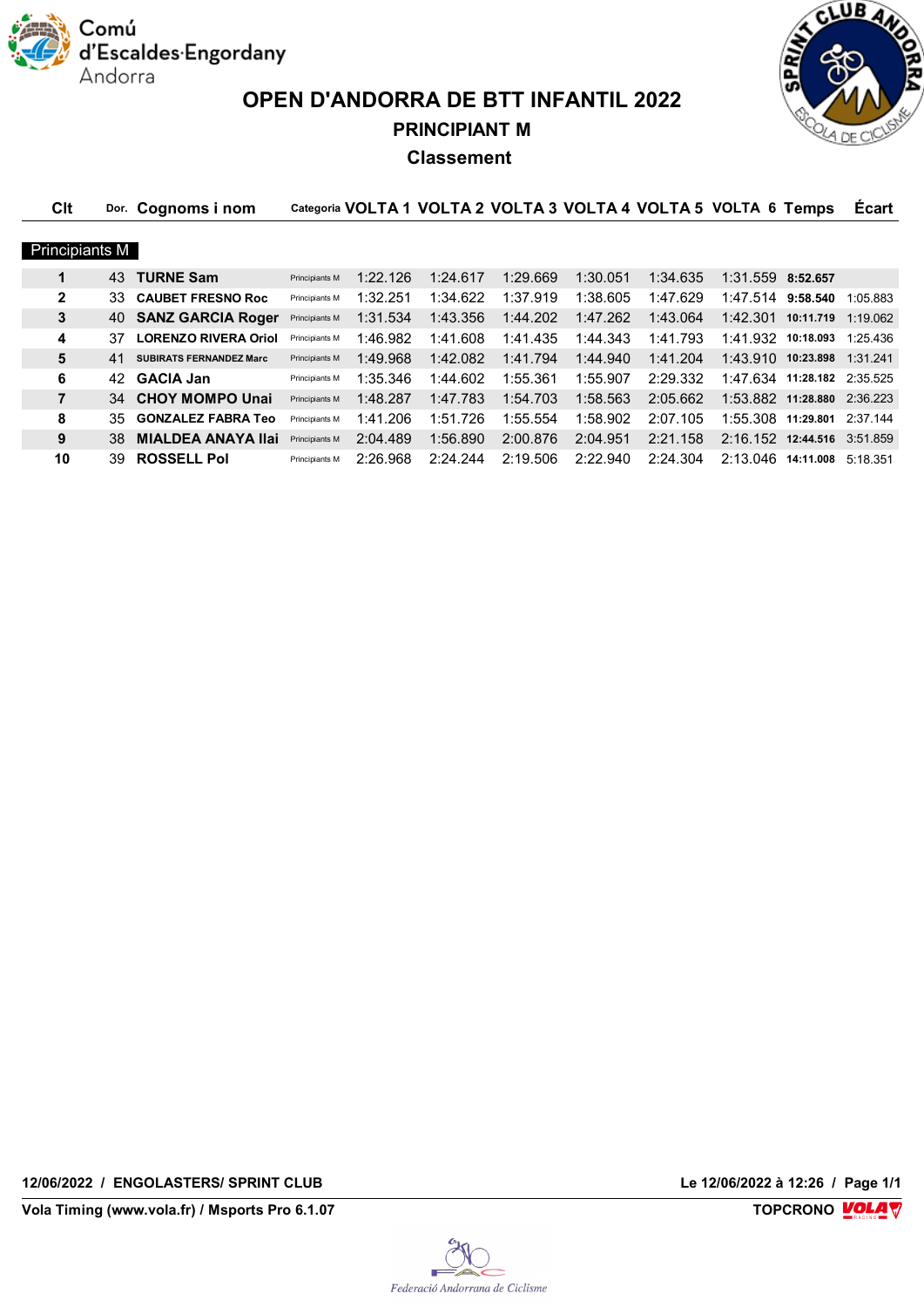# OPEN D'ANDORRA DE BTT INFANTIL 2022

## PRINCIPIANT M

### Classement

| Clt | Dor. | Cognoms i nom | Categoria | VOLTA 1 | VOLTA 2 | VOLTA 3 | VOLTA 4 | VOLTA 5 | VOLTA 6 | Temps | Écart |
|---|---|---|---|---|---|---|---|---|---|---|---|
| **Principiants M** | | | | | | | | | | | |
| 1 | 43 | **TURNE Sam** | Principiants M | 1:22.126 | 1:24.617 | 1:29.669 | 1:30.051 | 1:34.635 | 1:31.559 | **8:52.657** | |
| 2 | 33 | **CAUBET FRESNO Roc** | Principiants M | 1:32.251 | 1:34.622 | 1:37.919 | 1:38.605 | 1:47.629 | 1:47.514 | **9:58.540** | 1:05.883 |
| 3 | 40 | **SANZ GARCIA Roger** | Principiants M | 1:31.534 | 1:43.356 | 1:44.202 | 1:47.262 | 1:43.064 | 1:42.301 | **10:11.719** | 1:19.062 |
| 4 | 37 | **LORENZO RIVERA Oriol** | Principiants M | 1:46.982 | 1:41.608 | 1:41.435 | 1:44.343 | 1:41.793 | 1:41.932 | **10:18.093** | 1:25.436 |
| 5 | 41 | **SUBIRATS FERNANDEZ Marc** | Principiants M | 1:49.968 | 1:42.082 | 1:41.794 | 1:44.940 | 1:41.204 | 1:43.910 | **10:23.898** | 1:31.241 |
| 6 | 42 | **GACIA Jan** | Principiants M | 1:35.346 | 1:44.602 | 1:55.361 | 1:55.907 | 2:29.332 | 1:47.634 | **11:28.182** | 2:35.525 |
| 7 | 34 | **CHOY MOMPO Unai** | Principiants M | 1:48.287 | 1:47.783 | 1:54.703 | 1:58.563 | 2:05.662 | 1:53.882 | **11:28.880** | 2:36.223 |
| 8 | 35 | **GONZALEZ FABRA Teo** | Principiants M | 1:41.206 | 1:51.726 | 1:55.554 | 1:58.902 | 2:07.105 | 1:55.308 | **11:29.801** | 2:37.144 |
| 9 | 38 | **MIALDEA ANAYA Ilai** | Principiants M | 2:04.489 | 1:56.890 | 2:00.876 | 2:04.951 | 2:21.158 | 2:16.152 | **12:44.516** | 3:51.859 |
| 10 | 39 | **ROSSELL Pol** | Principiants M | 2:26.968 | 2:24.244 | 2:19.506 | 2:22.940 | 2:24.304 | 2:13.046 | **14:11.008** | 5:18.351 |

**12/06/2022 / ENGOLASTERS/ SPRINT CLUB** — **Le 12/06/2022 à 12:26**

**Vola Timing (www.vola.fr) / Msports Pro 6.1.07** — **TOPCRONO**

*Federació Andorrana de Ciclisme*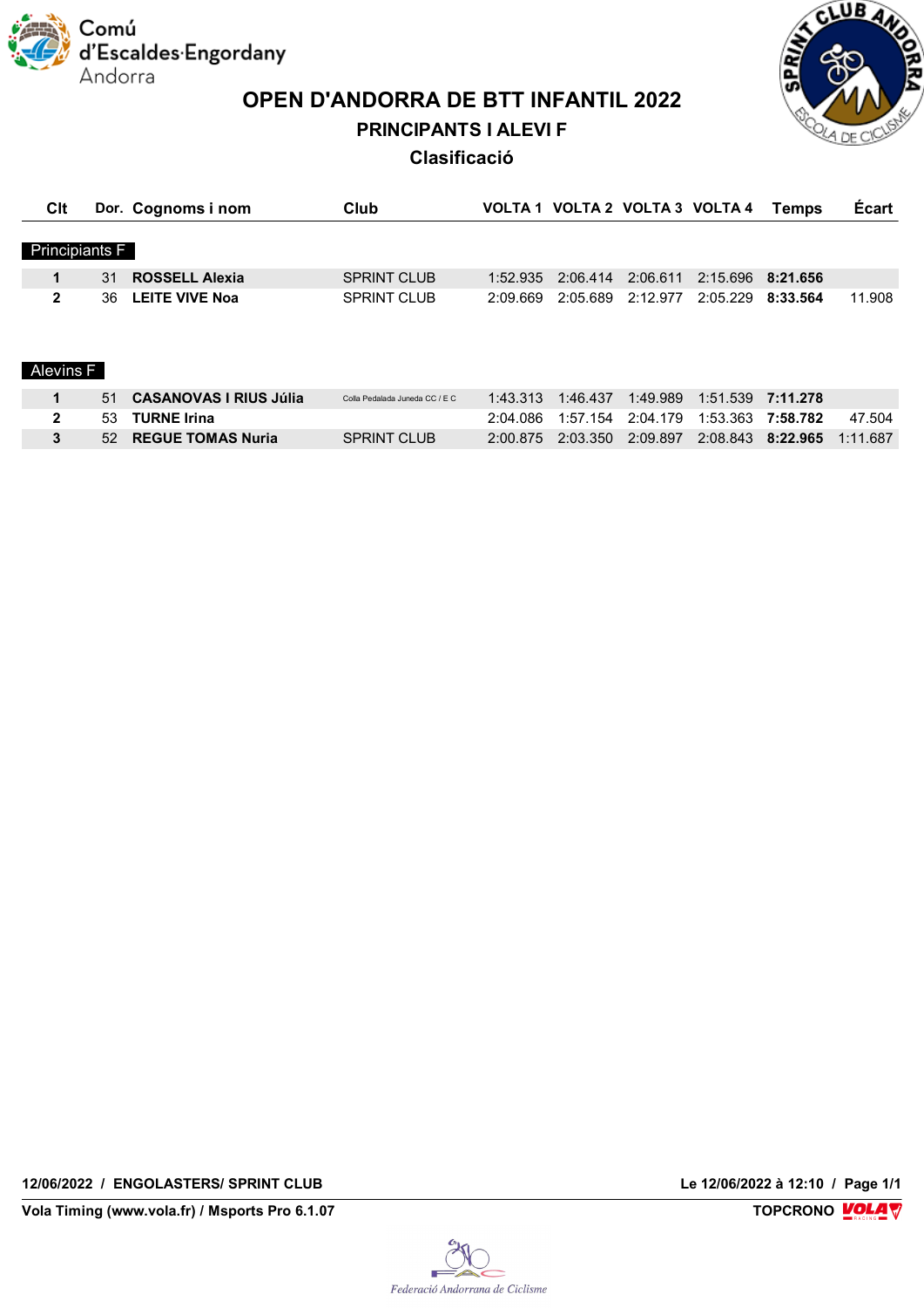Comú d'Escaldes·Engordany Andorra

# OPEN D'ANDORRA DE BTT INFANTIL 2022

## PRINCIPANTS I ALEVI F

### Clasificació

| Clt | Dor. | Cognoms i nom | Club | VOLTA 1 | VOLTA 2 | VOLTA 3 | VOLTA 4 | Temps | Écart |
|---|---|---|---|---|---|---|---|---|---|
| **Principiants F** | | | | | | | | | |
| **1** | 31 | **ROSSELL Alexia** | SPRINT CLUB | 1:52.935 | 2:06.414 | 2:06.611 | 2:15.696 | **8:21.656** | |
| **2** | 36 | **LEITE VIVE Noa** | SPRINT CLUB | 2:09.669 | 2:05.689 | 2:12.977 | 2:05.229 | **8:33.564** | 11.908 |
| **Alevins F** | | | | | | | | | |
| **1** | 51 | **CASANOVAS I RIUS Júlia** | Colla Pedalada Juneda CC / E C | 1:43.313 | 1:46.437 | 1:49.989 | 1:51.539 | **7:11.278** | |
| **2** | 53 | **TURNE Irina** | | 2:04.086 | 1:57.154 | 2:04.179 | 1:53.363 | **7:58.782** | 47.504 |
| **3** | 52 | **REGUE TOMAS Nuria** | SPRINT CLUB | 2:00.875 | 2:03.350 | 2:09.897 | 2:08.843 | **8:22.965** | 1:11.687 |

**12/06/2022 / ENGOLASTERS/ SPRINT CLUB** — **Le 12/06/2022 à 12:10**

**Vola Timing (www.vola.fr) / Msports Pro 6.1.07** — **TOPCRONO**

*Federació Andorrana de Ciclisme*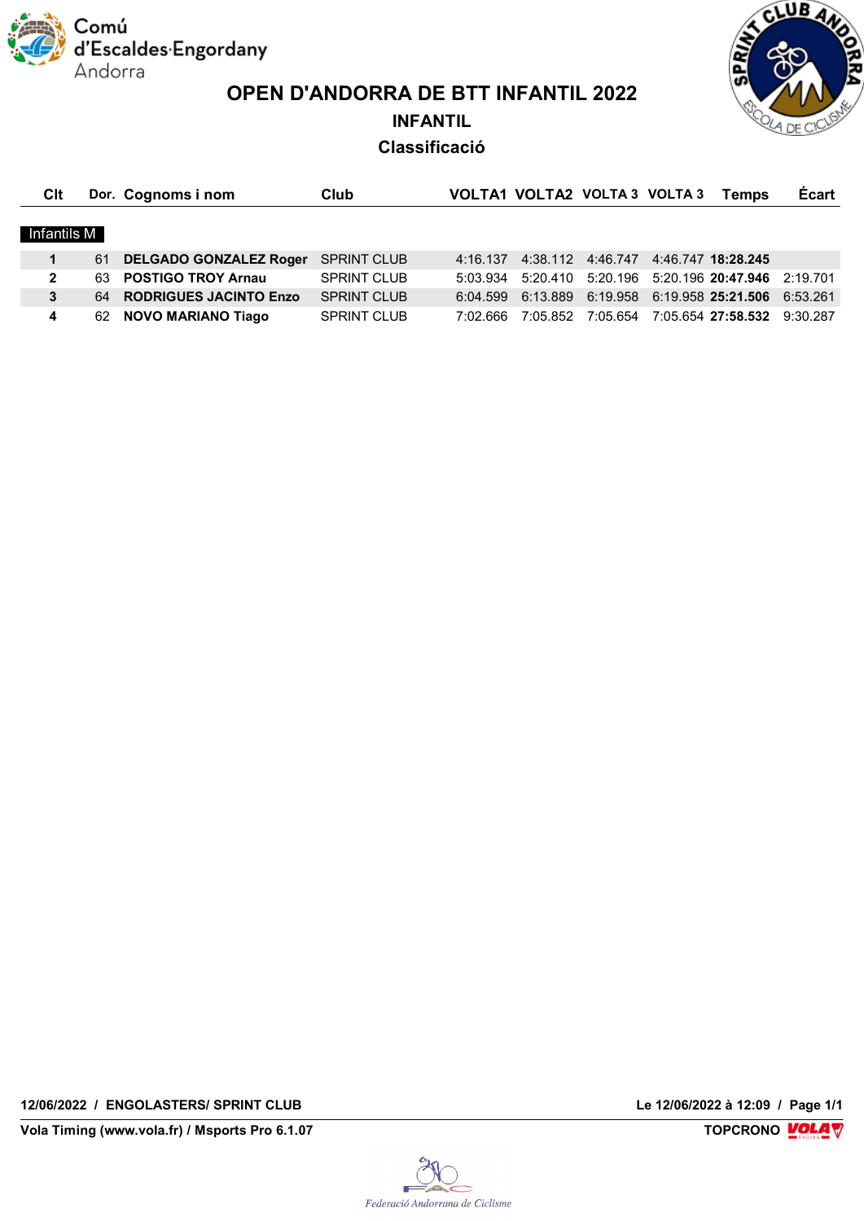Comú d'Escaldes·Engordany Andorra

# OPEN D'ANDORRA DE BTT INFANTIL 2022

## INFANTIL

## Classificació

| Clt | Dor. | Cognoms i nom | Club | VOLTA1 | VOLTA2 | VOLTA 3 | VOLTA 3 | Temps | Écart |
|---|---|---|---|---|---|---|---|---|---|
| **Infantils M** | | | | | | | | | |
| **1** | 61 | **DELGADO GONZALEZ Roger** | SPRINT CLUB | 4:16.137 | 4:38.112 | 4:46.747 | 4:46.747 | **18:28.245** | |
| **2** | 63 | **POSTIGO TROY Arnau** | SPRINT CLUB | 5:03.934 | 5:20.410 | 5:20.196 | 5:20.196 | **20:47.946** | 2:19.701 |
| **3** | 64 | **RODRIGUES JACINTO Enzo** | SPRINT CLUB | 6:04.599 | 6:13.889 | 6:19.958 | 6:19.958 | **25:21.506** | 6:53.261 |
| **4** | 62 | **NOVO MARIANO Tiago** | SPRINT CLUB | 7:02.666 | 7:05.852 | 7:05.654 | 7:05.654 | **27:58.532** | 9:30.287 |

**12/06/2022 / ENGOLASTERS/ SPRINT CLUB** — **Le 12/06/2022 à 12:09**

**Vola Timing (www.vola.fr) / Msports Pro 6.1.07** — **TOPCRONO**

*Federació Andorrana de Ciclisme*